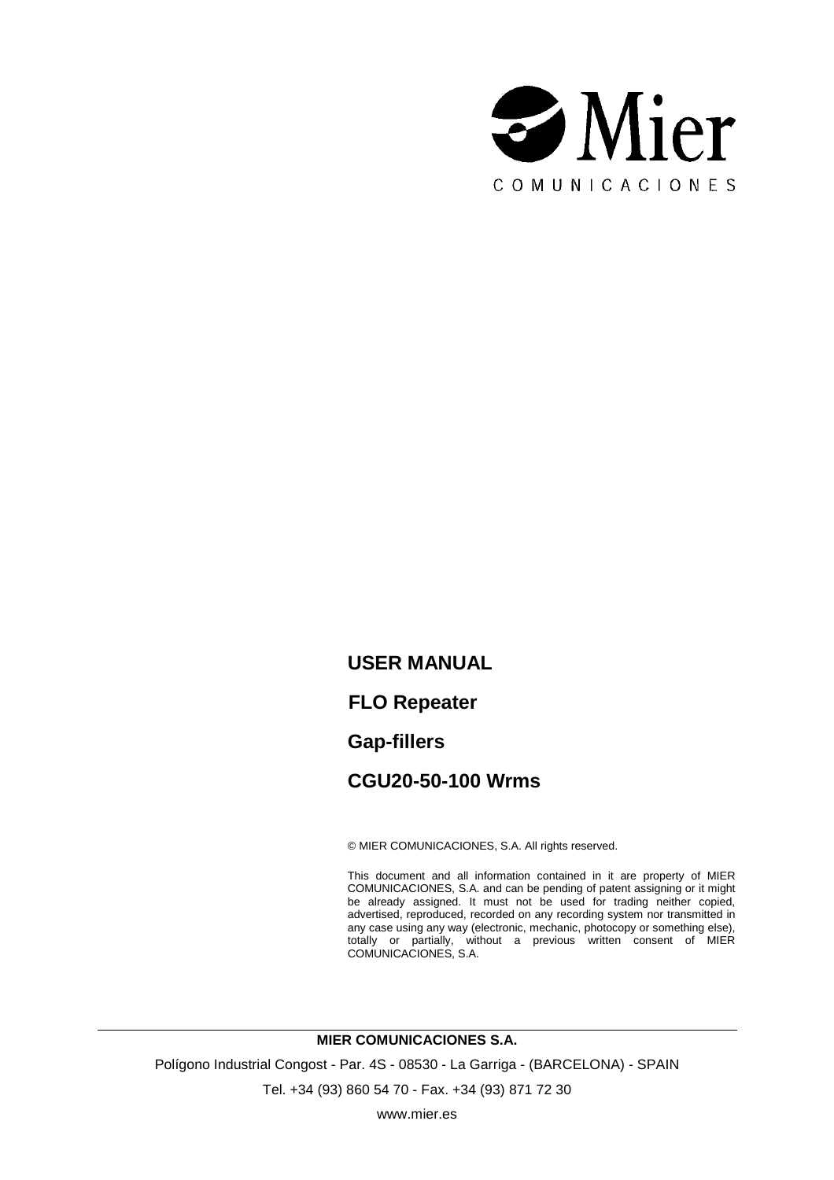Mier

COMUNICACIONES

# USER MANUAL

# FLO Repeater

# Gap-fillers

# CGU20-50-100 Wrms

© MIER COMUNICACIONES, S.A. All rights reserved.

This document and all information contained in it are property of MIER COMUNICACIONES, S.A. and can be pending of patent assigning or it might be already assigned. It must not be used for trading neither copied, advertised, reproduced, recorded on any recording system nor transmitted in any case using any way (electronic, mechanic, photocopy or something else), totally or partially, without a previous written consent of MIER COMUNICACIONES, S.A.

---

**MIER COMUNICACIONES S.A.**

Polígono Industrial Congost - Par. 4S - 08530 - La Garriga - (BARCELONA) - SPAIN

Tel. +34 (93) 860 54 70 - Fax. +34 (93) 871 72 30

www.mier.es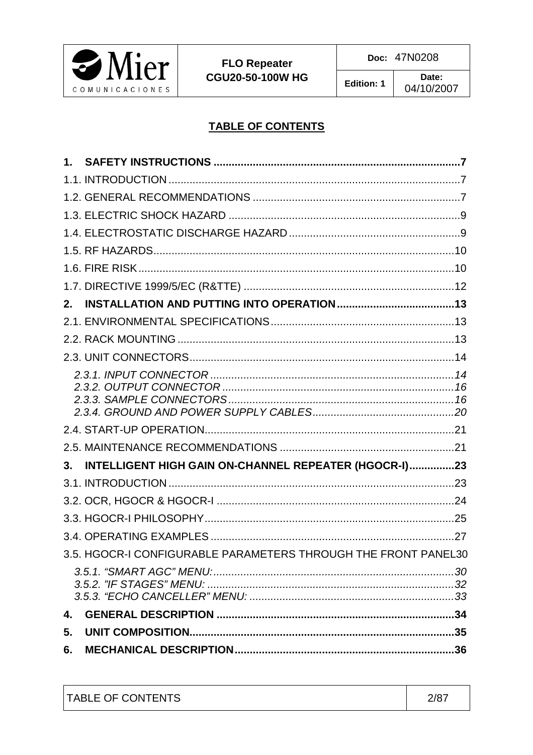## TABLE OF CONTENTS

**1. SAFETY INSTRUCTIONS ....................................................................................7**

1.1. INTRODUCTION ....................................................................................................7

1.2. GENERAL RECOMMENDATIONS .........................................................................7

1.3. ELECTRIC SHOCK HAZARD ................................................................................9

1.4. ELECTROSTATIC DISCHARGE HAZARD .............................................................9

1.5. RF HAZARDS.......................................................................................................10

1.6. FIRE RISK...........................................................................................................10

1.7. DIRECTIVE 1999/5/EC (R&TTE) .........................................................................12

**2. INSTALLATION AND PUTTING INTO OPERATION.......................................13**

2.1. ENVIRONMENTAL SPECIFICATIONS.................................................................13

2.2. RACK MOUNTING ...............................................................................................13

2.3. UNIT CONNECTORS...........................................................................................14

*2.3.1. INPUT CONNECTOR ....................................................................................14*
*2.3.2. OUTPUT CONNECTOR ................................................................................16*
*2.3.3. SAMPLE CONNECTORS ..............................................................................16*
*2.3.4. GROUND AND POWER SUPPLY CABLES...................................................20*

2.4. START-UP OPERATION.......................................................................................21

2.5. MAINTENANCE RECOMMENDATIONS ..............................................................21

**3. INTELLIGENT HIGH GAIN ON-CHANNEL REPEATER (HGOCR-I)...............23**

3.1. INTRODUCTION ...................................................................................................23

3.2. OCR, HGOCR & HGOCR-I ..................................................................................24

3.3. HGOCR-I PHILOSOPHY.......................................................................................25

3.4. OPERATING EXAMPLES .....................................................................................27

3.5. HGOCR-I CONFIGURABLE PARAMETERS THROUGH THE FRONT PANEL30

*3.5.1. "SMART AGC" MENU:...................................................................................30*
*3.5.2. "IF STAGES" MENU: .....................................................................................32*
*3.5.3. "ECHO CANCELLER" MENU: ......................................................................33*

**4. GENERAL DESCRIPTION ..............................................................................34**

**5. UNIT COMPOSITION.......................................................................................35**

**6. MECHANICAL DESCRIPTION.........................................................................36**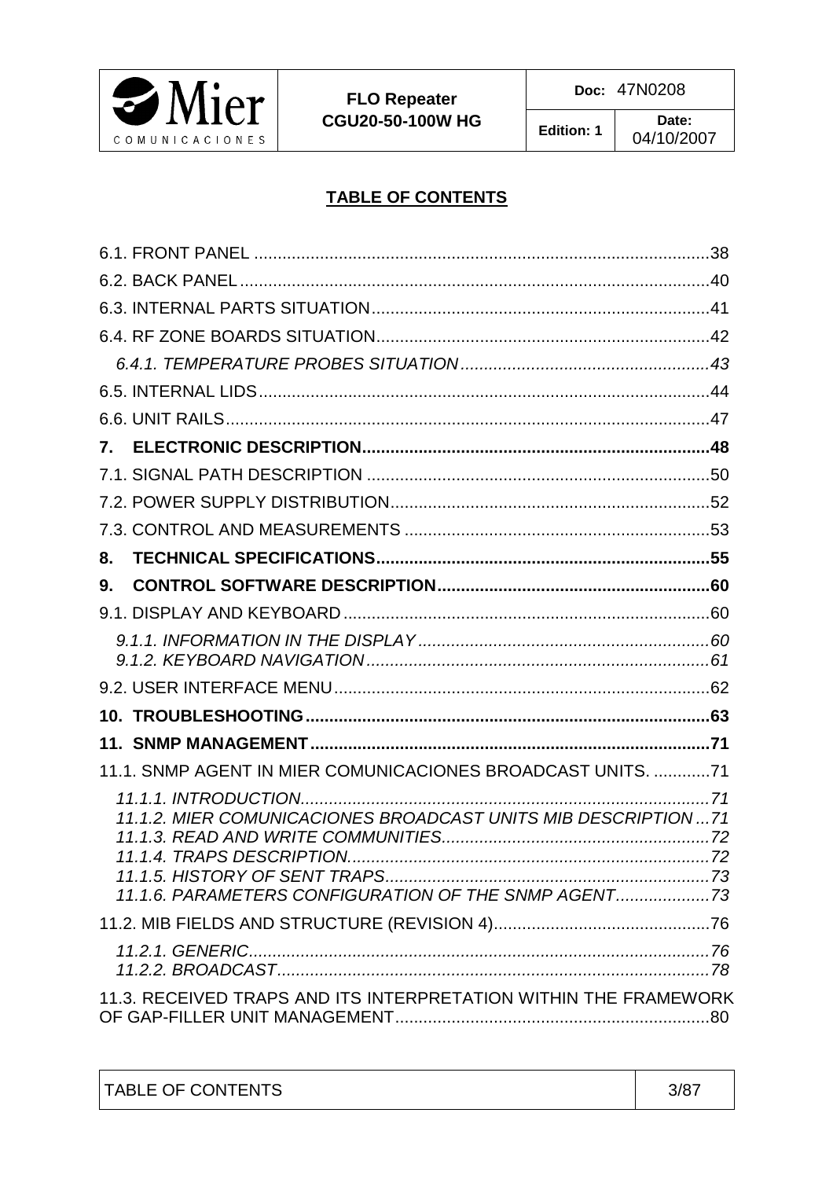## TABLE OF CONTENTS

6.1. FRONT PANEL ....................................................................................................38
6.2. BACK PANEL ......................................................................................................40
6.3. INTERNAL PARTS SITUATION...........................................................................41
6.4. RF ZONE BOARDS SITUATION..........................................................................42

*6.4.1. TEMPERATURE PROBES SITUATION ......................................................43*

6.5. INTERNAL LIDS...................................................................................................44
6.6. UNIT RAILS.........................................................................................................47

**7. ELECTRONIC DESCRIPTION..........................................................................48**

7.1. SIGNAL PATH DESCRIPTION ..........................................................................50
7.2. POWER SUPPLY DISTRIBUTION.....................................................................52
7.3. CONTROL AND MEASUREMENTS ..................................................................53

**8. TECHNICAL SPECIFICATIONS........................................................................55**

**9. CONTROL SOFTWARE DESCRIPTION...........................................................60**

9.1. DISPLAY AND KEYBOARD ...............................................................................60

*9.1.1. INFORMATION IN THE DISPLAY ..............................................................60*
*9.1.2. KEYBOARD NAVIGATION .........................................................................61*

9.2. USER INTERFACE MENU..................................................................................62

**10. TROUBLESHOOTING.......................................................................................63**

**11. SNMP MANAGEMENT......................................................................................71**

11.1. SNMP AGENT IN MIER COMUNICACIONES BROADCAST UNITS. ............71

*11.1.1. INTRODUCTION........................................................................................71*
*11.1.2. MIER COMUNICACIONES BROADCAST UNITS MIB DESCRIPTION ...71*
*11.1.3. READ AND WRITE COMMUNITIES.........................................................72*
*11.1.4. TRAPS DESCRIPTION..............................................................................72*
*11.1.5. HISTORY OF SENT TRAPS......................................................................73*
*11.1.6. PARAMETERS CONFIGURATION OF THE SNMP AGENT....................73*

11.2. MIB FIELDS AND STRUCTURE (REVISION 4)...............................................76

*11.2.1. GENERIC...................................................................................................76*
*11.2.2. BROADCAST.............................................................................................78*

11.3. RECEIVED TRAPS AND ITS INTERPRETATION WITHIN THE FRAMEWORK OF GAP-FILLER UNIT MANAGEMENT....................................................................80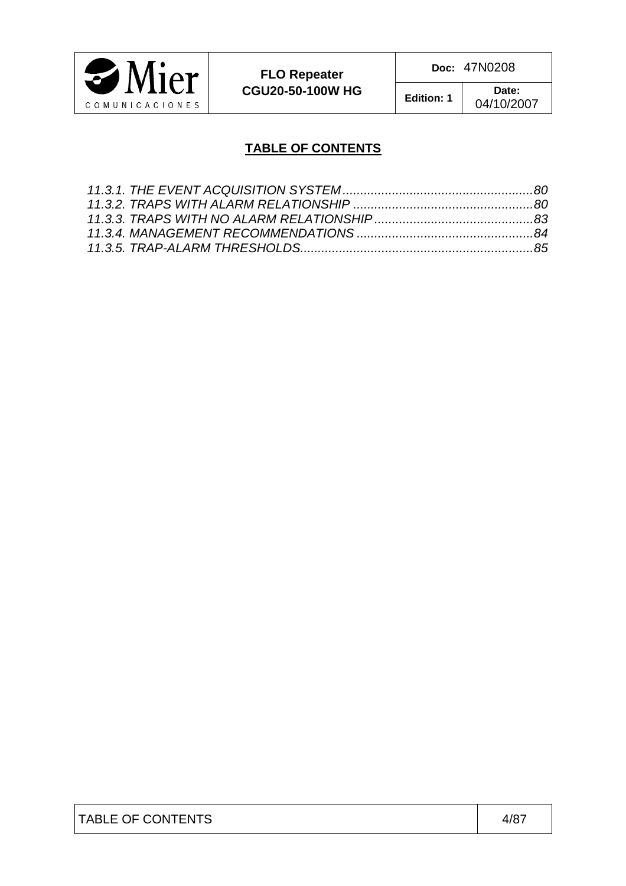## TABLE OF CONTENTS

*11.3.1. THE EVENT ACQUISITION SYSTEM......................................................80*
*11.3.2. TRAPS WITH ALARM RELATIONSHIP ...................................................80*
*11.3.3. TRAPS WITH NO ALARM RELATIONSHIP.............................................83*
*11.3.4. MANAGEMENT RECOMMENDATIONS ..................................................84*
*11.3.5. TRAP-ALARM THRESHOLDS..................................................................85*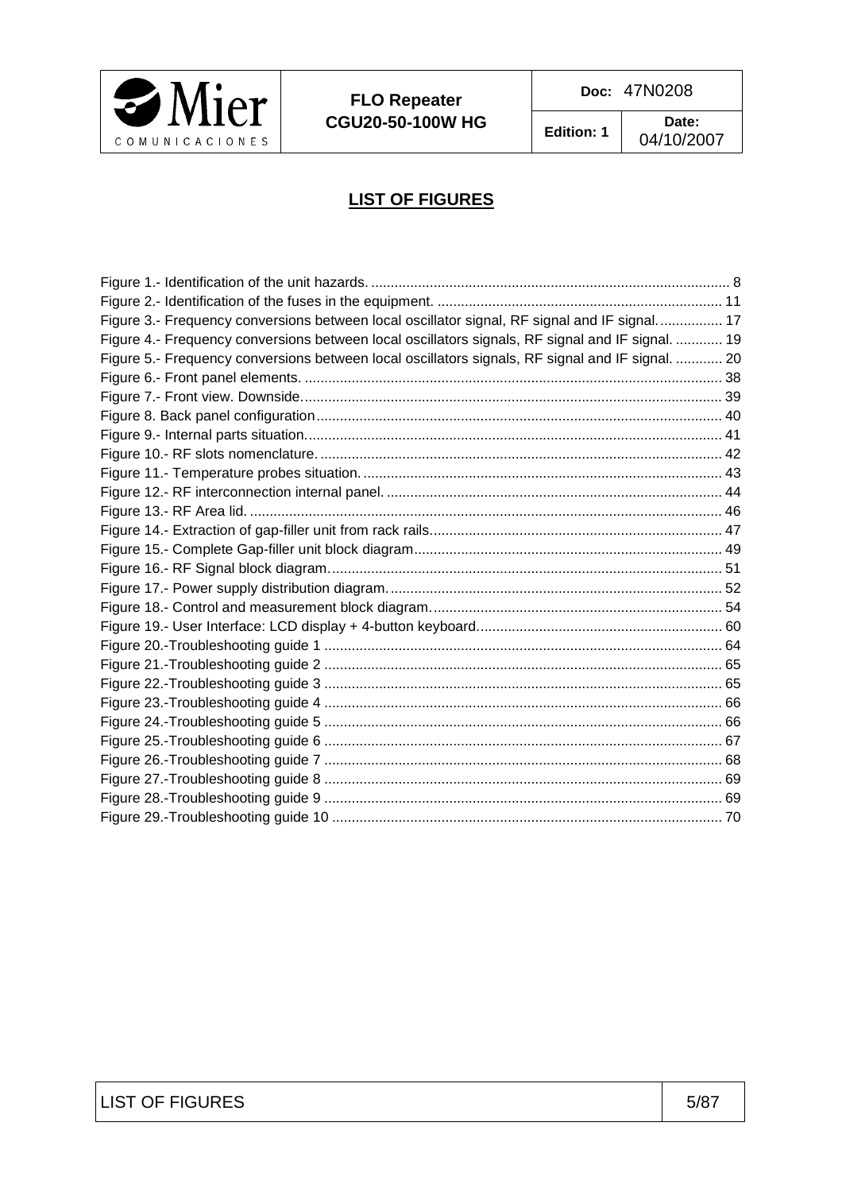## LIST OF FIGURES

Figure 1.- Identification of the unit hazards. 8
Figure 2.- Identification of the fuses in the equipment. 11
Figure 3.- Frequency conversions between local oscillator signal, RF signal and IF signal. 17
Figure 4.- Frequency conversions between local oscillators signals, RF signal and IF signal. 19
Figure 5.- Frequency conversions between local oscillators signals, RF signal and IF signal. 20
Figure 6.- Front panel elements. 38
Figure 7.- Front view. Downside. 39
Figure 8. Back panel configuration 40
Figure 9.- Internal parts situation. 41
Figure 10.- RF slots nomenclature. 42
Figure 11.- Temperature probes situation. 43
Figure 12.- RF interconnection internal panel. 44
Figure 13.- RF Area lid. 46
Figure 14.- Extraction of gap-filler unit from rack rails. 47
Figure 15.- Complete Gap-filler unit block diagram 49
Figure 16.- RF Signal block diagram. 51
Figure 17.- Power supply distribution diagram. 52
Figure 18.- Control and measurement block diagram. 54
Figure 19.- User Interface: LCD display + 4-button keyboard. 60
Figure 20.-Troubleshooting guide 1 64
Figure 21.-Troubleshooting guide 2 65
Figure 22.-Troubleshooting guide 3 65
Figure 23.-Troubleshooting guide 4 66
Figure 24.-Troubleshooting guide 5 66
Figure 25.-Troubleshooting guide 6 67
Figure 26.-Troubleshooting guide 7 68
Figure 27.-Troubleshooting guide 8 69
Figure 28.-Troubleshooting guide 9 69
Figure 29.-Troubleshooting guide 10 70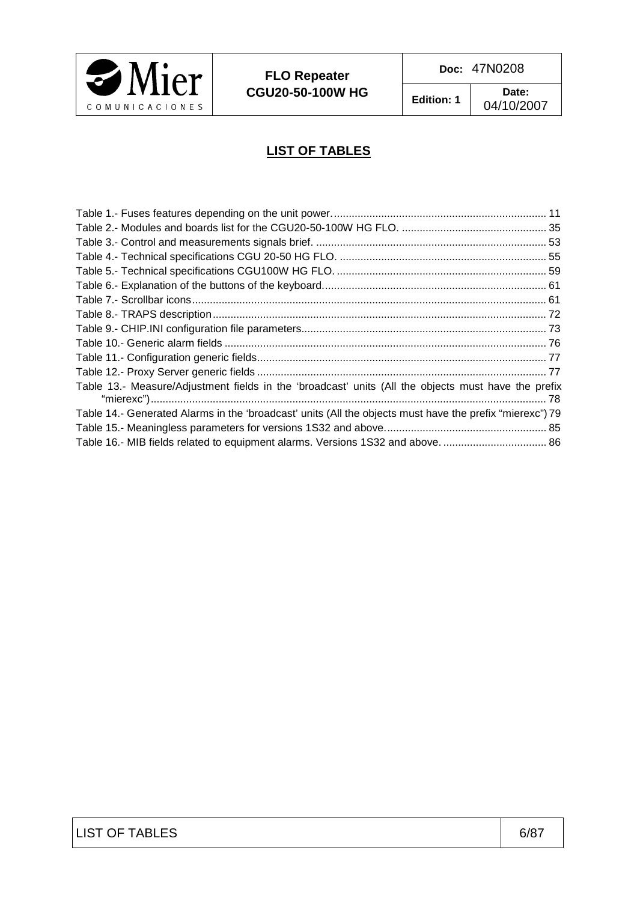## LIST OF TABLES

Table 1.- Fuses features depending on the unit power. ........................................................................ 11
Table 2.- Modules and boards list for the CGU20-50-100W HG FLO. ................................................. 35
Table 3.- Control and measurements signals brief. .............................................................................. 53
Table 4.- Technical specifications CGU 20-50 HG FLO. ...................................................................... 55
Table 5.- Technical specifications CGU100W HG FLO. ....................................................................... 59
Table 6.- Explanation of the buttons of the keyboard............................................................................ 61
Table 7.- Scrollbar icons........................................................................................................................ 61
Table 8.- TRAPS description................................................................................................................. 72
Table 9.- CHIP.INI configuration file parameters.................................................................................. 73
Table 10.- Generic alarm fields ............................................................................................................. 76
Table 11.- Configuration generic fields.................................................................................................. 77
Table 12.- Proxy Server generic fields .................................................................................................. 77
Table 13.- Measure/Adjustment fields in the 'broadcast' units (All the objects must have the prefix "mierexc")...................................................................................................................................... 78
Table 14.- Generated Alarms in the 'broadcast' units (All the objects must have the prefix "mierexc") 79
Table 15.- Meaningless parameters for versions 1S32 and above....................................................... 85
Table 16.- MIB fields related to equipment alarms. Versions 1S32 and above. ................................... 86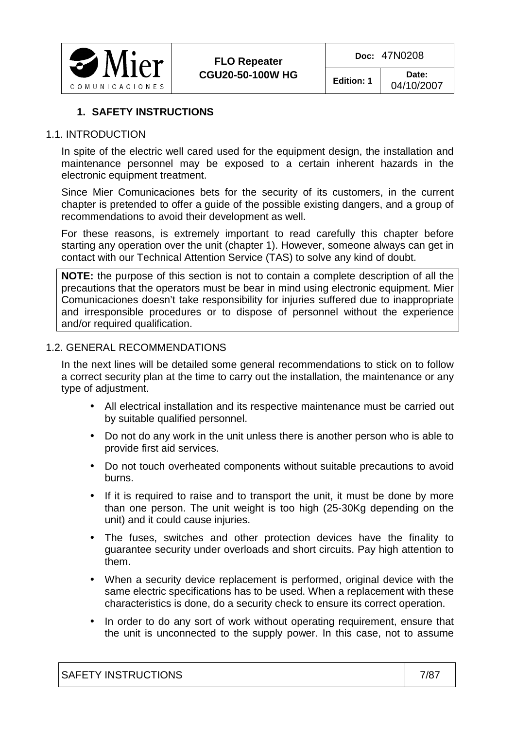# 1. SAFETY INSTRUCTIONS

## 1.1. INTRODUCTION

In spite of the electric well cared used for the equipment design, the installation and maintenance personnel may be exposed to a certain inherent hazards in the electronic equipment treatment.

Since Mier Comunicaciones bets for the security of its customers, in the current chapter is pretended to offer a guide of the possible existing dangers, and a group of recommendations to avoid their development as well.

For these reasons, is extremely important to read carefully this chapter before starting any operation over the unit (chapter 1). However, someone always can get in contact with our Technical Attention Service (TAS) to solve any kind of doubt.

> **NOTE:** the purpose of this section is not to contain a complete description of all the precautions that the operators must be bear in mind using electronic equipment. Mier Comunicaciones doesn't take responsibility for injuries suffered due to inappropriate and irresponsible procedures or to dispose of personnel without the experience and/or required qualification.

## 1.2. GENERAL RECOMMENDATIONS

In the next lines will be detailed some general recommendations to stick on to follow a correct security plan at the time to carry out the installation, the maintenance or any type of adjustment.

- All electrical installation and its respective maintenance must be carried out by suitable qualified personnel.
- Do not do any work in the unit unless there is another person who is able to provide first aid services.
- Do not touch overheated components without suitable precautions to avoid burns.
- If it is required to raise and to transport the unit, it must be done by more than one person. The unit weight is too high (25-30Kg depending on the unit) and it could cause injuries.
- The fuses, switches and other protection devices have the finality to guarantee security under overloads and short circuits. Pay high attention to them.
- When a security device replacement is performed, original device with the same electric specifications has to be used. When a replacement with these characteristics is done, do a security check to ensure its correct operation.
- In order to do any sort of work without operating requirement, ensure that the unit is unconnected to the supply power. In this case, not to assume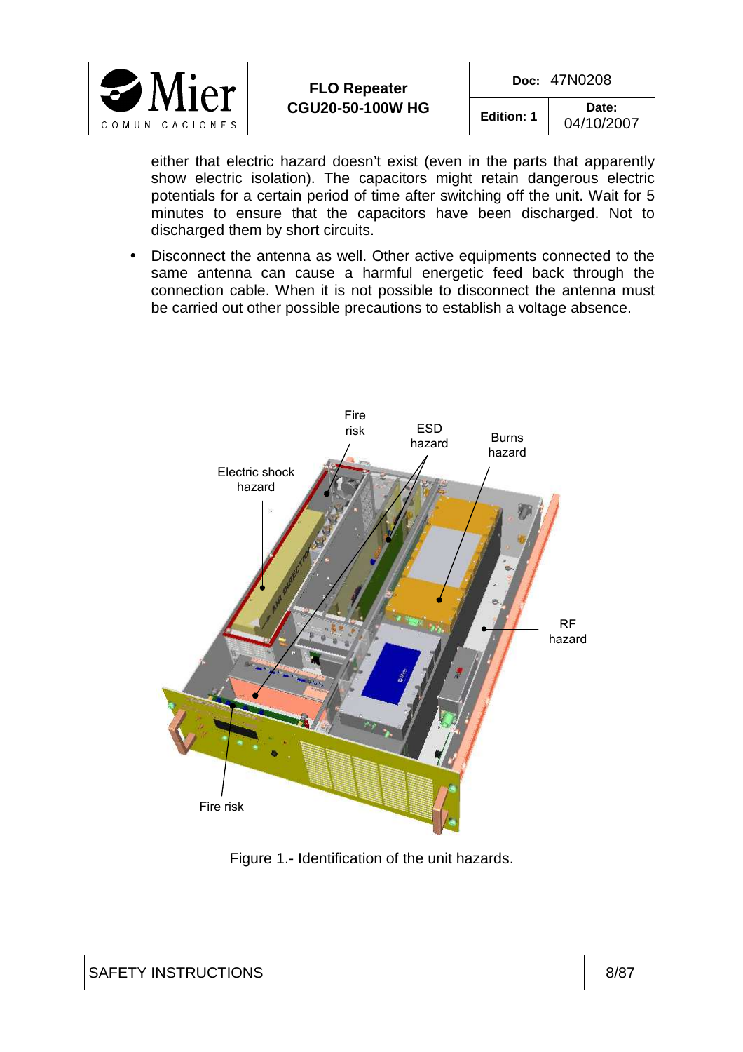either that electric hazard doesn't exist (even in the parts that apparently show electric isolation). The capacitors might retain dangerous electric potentials for a certain period of time after switching off the unit. Wait for 5 minutes to ensure that the capacitors have been discharged. Not to discharged them by short circuits.

- Disconnect the antenna as well. Other active equipments connected to the same antenna can cause a harmful energetic feed back through the connection cable. When it is not possible to disconnect the antenna must be carried out other possible precautions to establish a voltage absence.

Figure 1.- Identification of the unit hazards.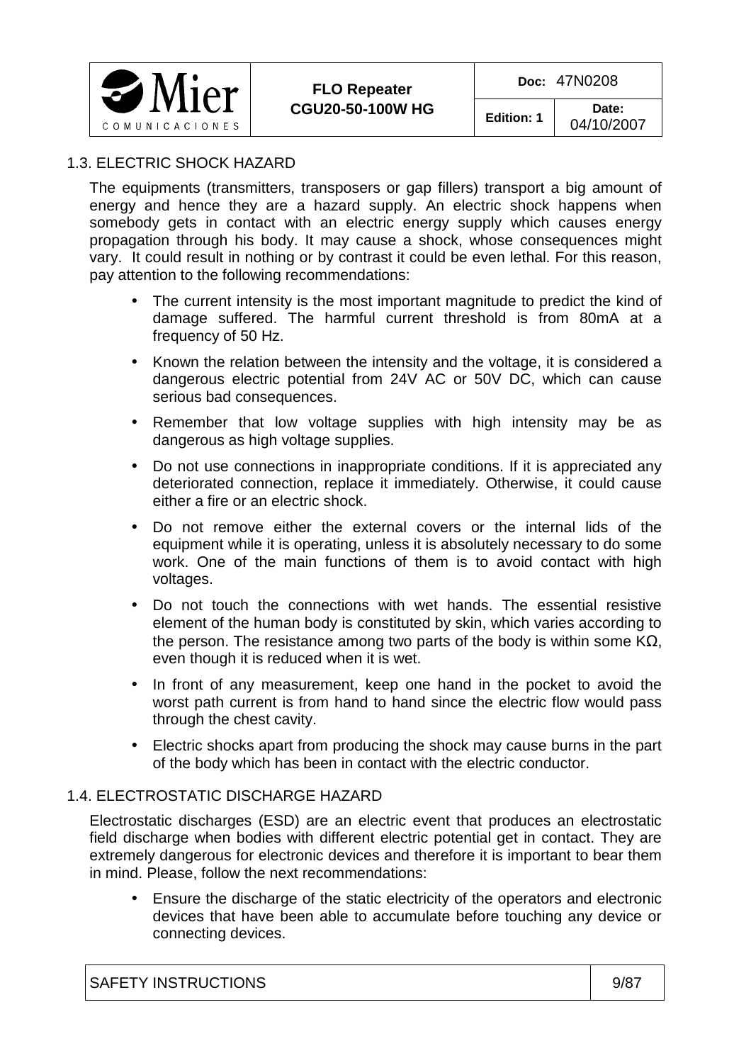## 1.3. ELECTRIC SHOCK HAZARD

The equipments (transmitters, transposers or gap fillers) transport a big amount of energy and hence they are a hazard supply. An electric shock happens when somebody gets in contact with an electric energy supply which causes energy propagation through his body. It may cause a shock, whose consequences might vary. It could result in nothing or by contrast it could be even lethal. For this reason, pay attention to the following recommendations:

- The current intensity is the most important magnitude to predict the kind of damage suffered. The harmful current threshold is from 80mA at a frequency of 50 Hz.
- Known the relation between the intensity and the voltage, it is considered a dangerous electric potential from 24V AC or 50V DC, which can cause serious bad consequences.
- Remember that low voltage supplies with high intensity may be as dangerous as high voltage supplies.
- Do not use connections in inappropriate conditions. If it is appreciated any deteriorated connection, replace it immediately. Otherwise, it could cause either a fire or an electric shock.
- Do not remove either the external covers or the internal lids of the equipment while it is operating, unless it is absolutely necessary to do some work. One of the main functions of them is to avoid contact with high voltages.
- Do not touch the connections with wet hands. The essential resistive element of the human body is constituted by skin, which varies according to the person. The resistance among two parts of the body is within some KΩ, even though it is reduced when it is wet.
- In front of any measurement, keep one hand in the pocket to avoid the worst path current is from hand to hand since the electric flow would pass through the chest cavity.
- Electric shocks apart from producing the shock may cause burns in the part of the body which has been in contact with the electric conductor.

## 1.4. ELECTROSTATIC DISCHARGE HAZARD

Electrostatic discharges (ESD) are an electric event that produces an electrostatic field discharge when bodies with different electric potential get in contact. They are extremely dangerous for electronic devices and therefore it is important to bear them in mind. Please, follow the next recommendations:

- Ensure the discharge of the static electricity of the operators and electronic devices that have been able to accumulate before touching any device or connecting devices.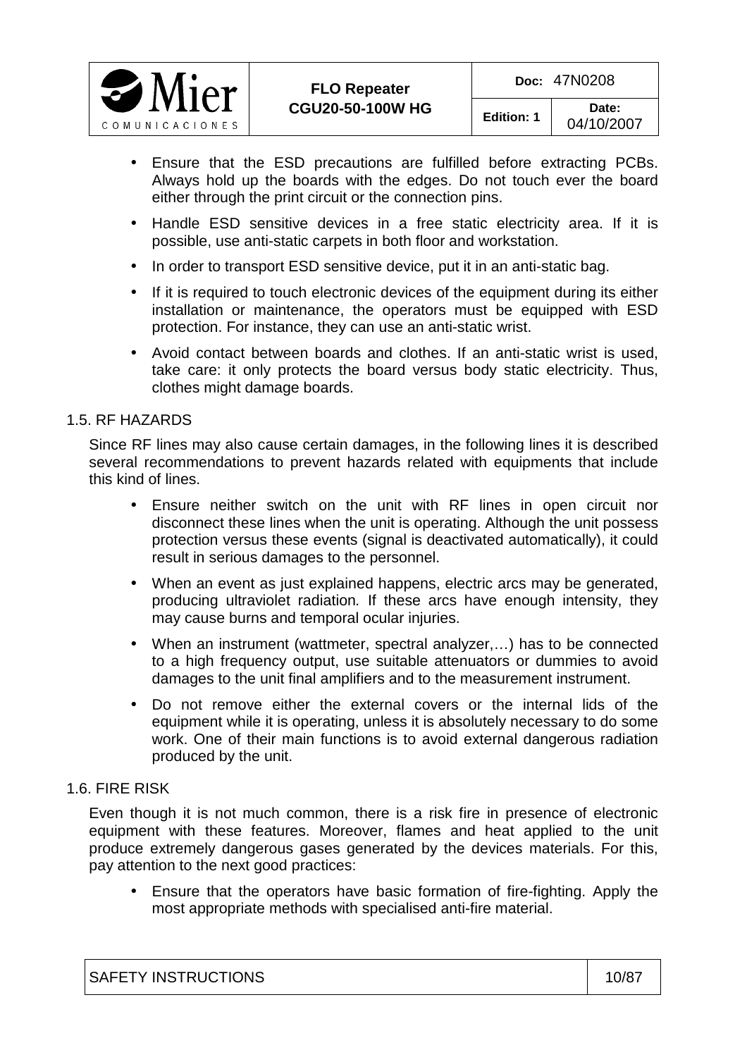- Ensure that the ESD precautions are fulfilled before extracting PCBs. Always hold up the boards with the edges. Do not touch ever the board either through the print circuit or the connection pins.
- Handle ESD sensitive devices in a free static electricity area. If it is possible, use anti-static carpets in both floor and workstation.
- In order to transport ESD sensitive device, put it in an anti-static bag.
- If it is required to touch electronic devices of the equipment during its either installation or maintenance, the operators must be equipped with ESD protection. For instance, they can use an anti-static wrist.
- Avoid contact between boards and clothes. If an anti-static wrist is used, take care: it only protects the board versus body static electricity. Thus, clothes might damage boards.

## 1.5. RF HAZARDS

Since RF lines may also cause certain damages, in the following lines it is described several recommendations to prevent hazards related with equipments that include this kind of lines.

- Ensure neither switch on the unit with RF lines in open circuit nor disconnect these lines when the unit is operating. Although the unit possess protection versus these events (signal is deactivated automatically), it could result in serious damages to the personnel.
- When an event as just explained happens, electric arcs may be generated, producing ultraviolet radiation. If these arcs have enough intensity, they may cause burns and temporal ocular injuries.
- When an instrument (wattmeter, spectral analyzer,…) has to be connected to a high frequency output, use suitable attenuators or dummies to avoid damages to the unit final amplifiers and to the measurement instrument.
- Do not remove either the external covers or the internal lids of the equipment while it is operating, unless it is absolutely necessary to do some work. One of their main functions is to avoid external dangerous radiation produced by the unit.

## 1.6. FIRE RISK

Even though it is not much common, there is a risk fire in presence of electronic equipment with these features. Moreover, flames and heat applied to the unit produce extremely dangerous gases generated by the devices materials. For this, pay attention to the next good practices:

- Ensure that the operators have basic formation of fire-fighting. Apply the most appropriate methods with specialised anti-fire material.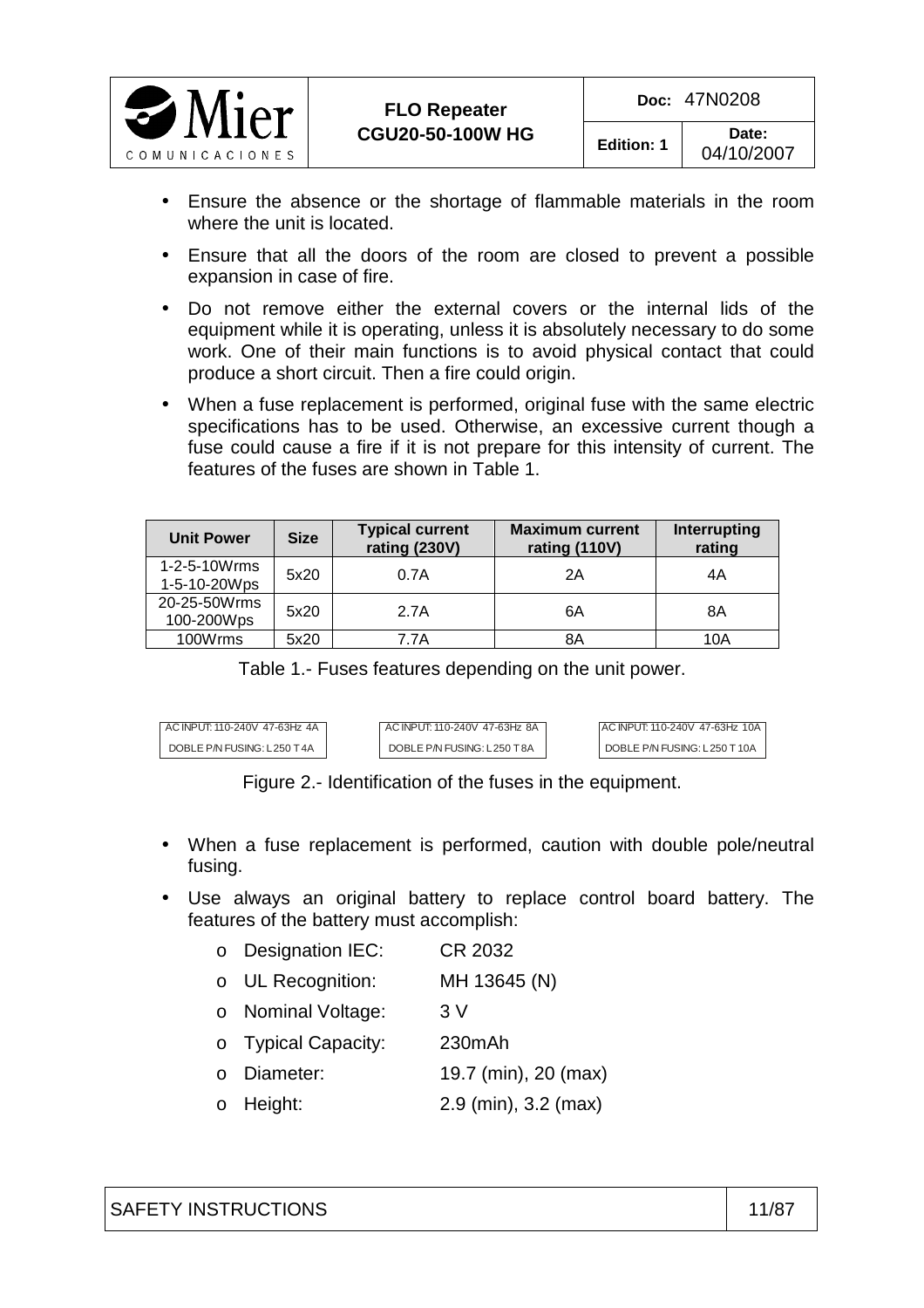- Ensure the absence or the shortage of flammable materials in the room where the unit is located.
- Ensure that all the doors of the room are closed to prevent a possible expansion in case of fire.
- Do not remove either the external covers or the internal lids of the equipment while it is operating, unless it is absolutely necessary to do some work. One of their main functions is to avoid physical contact that could produce a short circuit. Then a fire could origin.
- When a fuse replacement is performed, original fuse with the same electric specifications has to be used. Otherwise, an excessive current though a fuse could cause a fire if it is not prepare for this intensity of current. The features of the fuses are shown in Table 1.

| Unit Power | Size | Typical current rating (230V) | Maximum current rating (110V) | Interrupting rating |
|---|---|---|---|---|
| 1-2-5-10Wrms 1-5-10-20Wps | 5x20 | 0.7A | 2A | 4A |
| 20-25-50Wrms 100-200Wps | 5x20 | 2.7A | 6A | 8A |
| 100Wrms | 5x20 | 7.7A | 8A | 10A |

Table 1.- Fuses features depending on the unit power.

| AC INPUT: 110-240V 47-63Hz 4A |
|---|
| DOBLE P/N FUSING: L 250 T 4A |

| AC INPUT: 110-240V 47-63Hz 8A |
|---|
| DOBLE P/N FUSING: L 250 T 8A |

| AC INPUT: 110-240V 47-63Hz 10A |
|---|
| DOBLE P/N FUSING: L 250 T 10A |

Figure 2.- Identification of the fuses in the equipment.

- When a fuse replacement is performed, caution with double pole/neutral fusing.
- Use always an original battery to replace control board battery. The features of the battery must accomplish:
  - Designation IEC: CR 2032
  - UL Recognition: MH 13645 (N)
  - Nominal Voltage: 3 V
  - Typical Capacity: 230mAh
  - Diameter: 19.7 (min), 20 (max)
  - Height: 2.9 (min), 3.2 (max)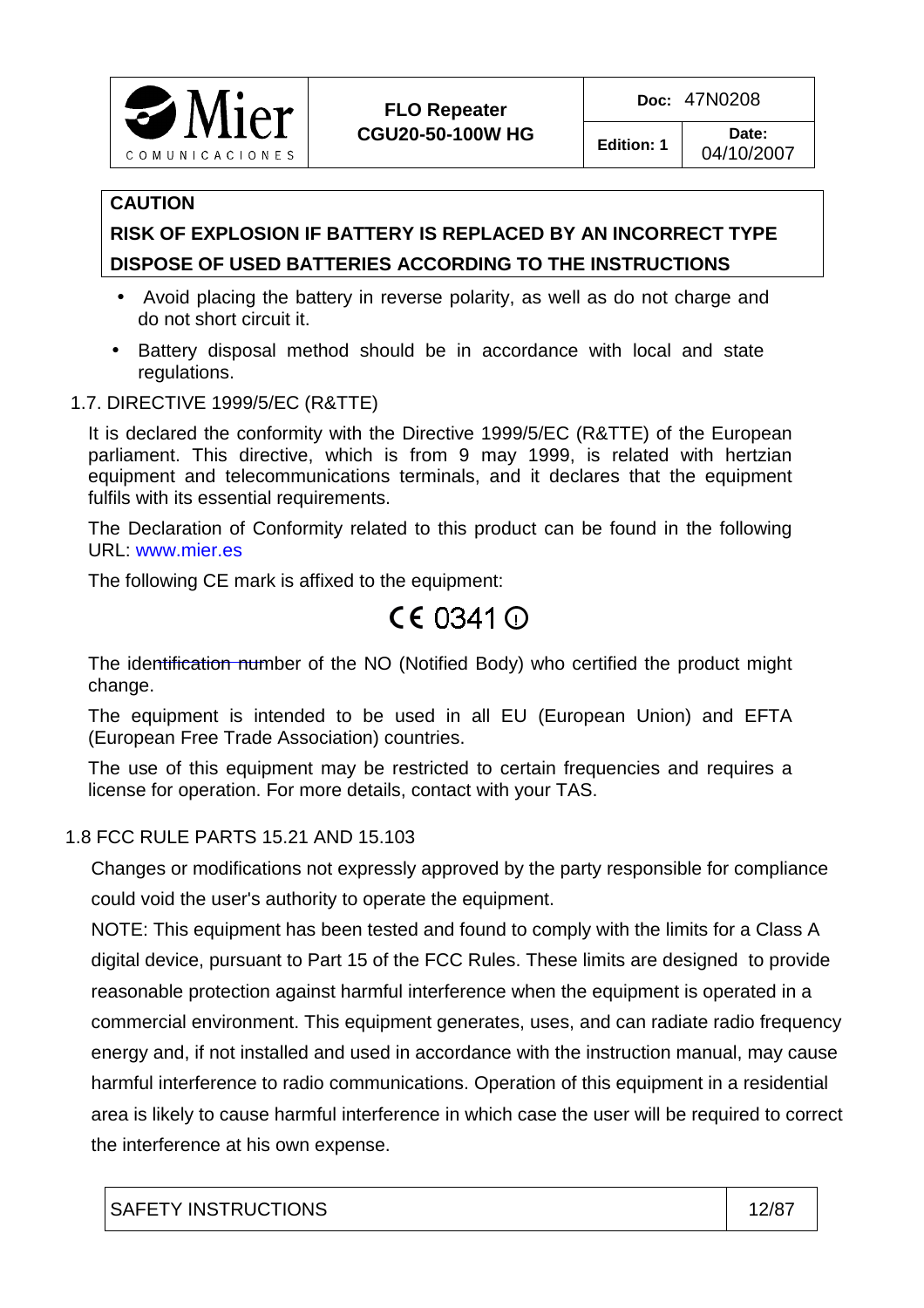**CAUTION**

**RISK OF EXPLOSION IF BATTERY IS REPLACED BY AN INCORRECT TYPE**

**DISPOSE OF USED BATTERIES ACCORDING TO THE INSTRUCTIONS**

- Avoid placing the battery in reverse polarity, as well as do not charge and do not short circuit it.
- Battery disposal method should be in accordance with local and state regulations.

## 1.7. DIRECTIVE 1999/5/EC (R&TTE)

It is declared the conformity with the Directive 1999/5/EC (R&TTE) of the European parliament. This directive, which is from 9 may 1999, is related with hertzian equipment and telecommunications terminals, and it declares that the equipment fulfils with its essential requirements.

The Declaration of Conformity related to this product can be found in the following URL: www.mier.es

The following CE mark is affixed to the equipment:

CE 0341 ⓘ

The identification number of the NO (Notified Body) who certified the product might change.

The equipment is intended to be used in all EU (European Union) and EFTA (European Free Trade Association) countries.

The use of this equipment may be restricted to certain frequencies and requires a license for operation. For more details, contact with your TAS.

## 1.8 FCC RULE PARTS 15.21 AND 15.103

Changes or modifications not expressly approved by the party responsible for compliance could void the user's authority to operate the equipment.

NOTE: This equipment has been tested and found to comply with the limits for a Class A digital device, pursuant to Part 15 of the FCC Rules. These limits are designed to provide reasonable protection against harmful interference when the equipment is operated in a commercial environment. This equipment generates, uses, and can radiate radio frequency energy and, if not installed and used in accordance with the instruction manual, may cause harmful interference to radio communications. Operation of this equipment in a residential area is likely to cause harmful interference in which case the user will be required to correct the interference at his own expense.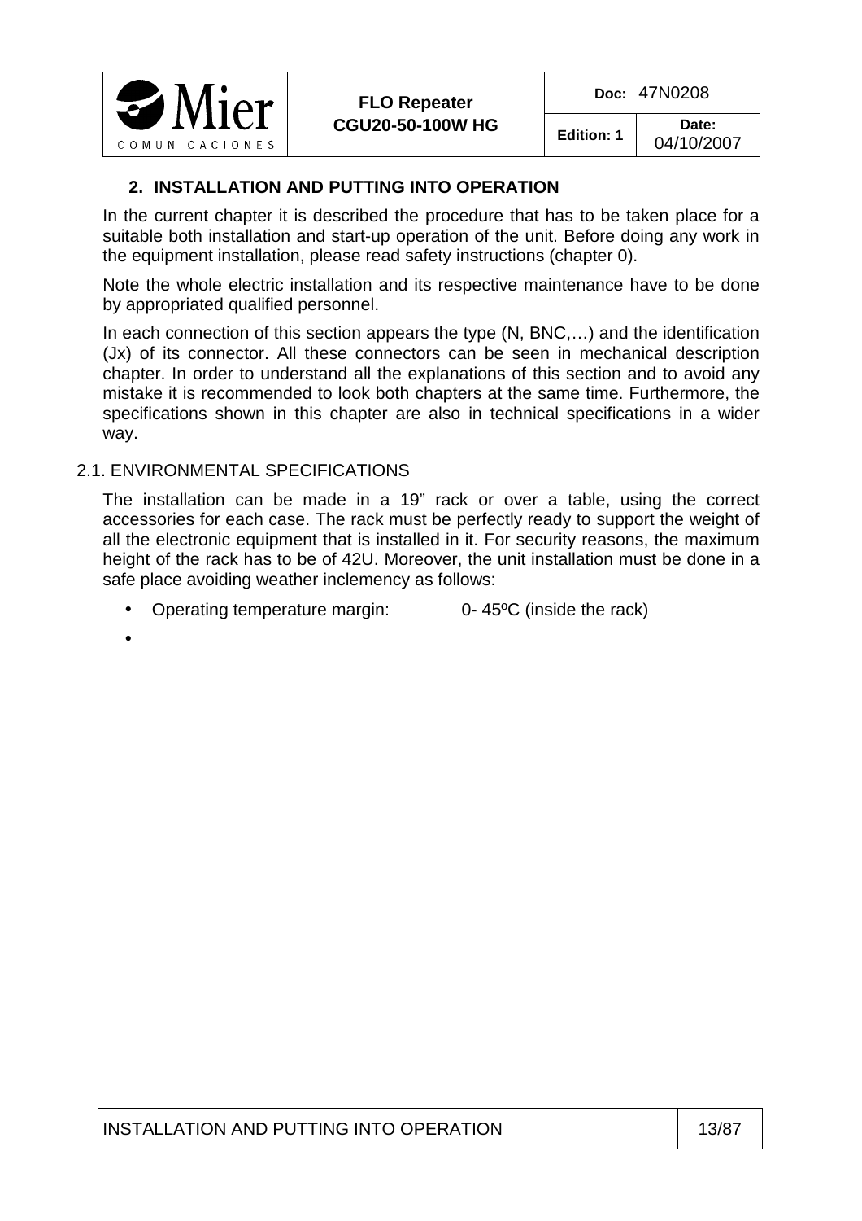## 2. INSTALLATION AND PUTTING INTO OPERATION

In the current chapter it is described the procedure that has to be taken place for a suitable both installation and start-up operation of the unit. Before doing any work in the equipment installation, please read safety instructions (chapter 0).

Note the whole electric installation and its respective maintenance have to be done by appropriated qualified personnel.

In each connection of this section appears the type (N, BNC,…) and the identification (Jx) of its connector. All these connectors can be seen in mechanical description chapter. In order to understand all the explanations of this section and to avoid any mistake it is recommended to look both chapters at the same time. Furthermore, the specifications shown in this chapter are also in technical specifications in a wider way.

### 2.1. ENVIRONMENTAL SPECIFICATIONS

The installation can be made in a 19" rack or over a table, using the correct accessories for each case. The rack must be perfectly ready to support the weight of all the electronic equipment that is installed in it. For security reasons, the maximum height of the rack has to be of 42U. Moreover, the unit installation must be done in a safe place avoiding weather inclemency as follows:

- Operating temperature margin: 0- 45ºC (inside the rack)
-